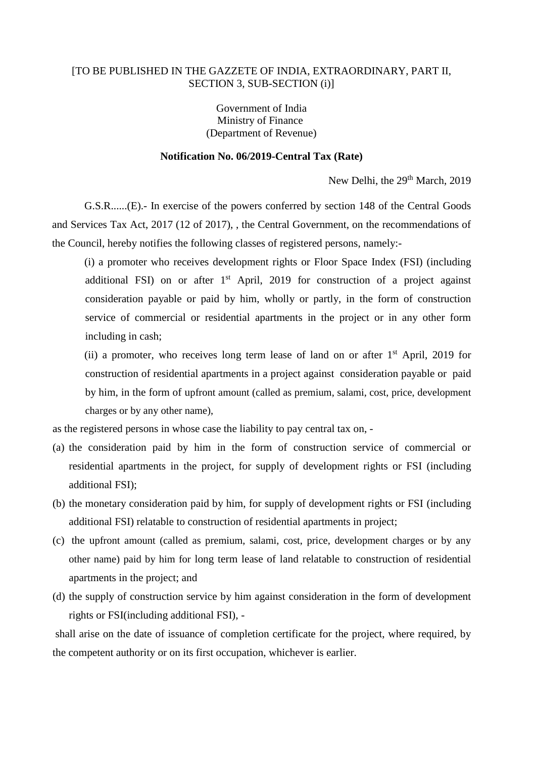[TO BE PUBLISHED IN THE GAZZETE OF INDIA, EXTRAORDINARY, PART II, SECTION 3, SUB-SECTION (i)]

Government of India
Ministry of Finance
(Department of Revenue)

**Notification No. 06/2019-Central Tax (Rate)**

New Delhi, the 29th March, 2019

G.S.R......(E).- In exercise of the powers conferred by section 148 of the Central Goods and Services Tax Act, 2017 (12 of 2017), , the Central Government, on the recommendations of the Council, hereby notifies the following classes of registered persons, namely:-

(i) a promoter who receives development rights or Floor Space Index (FSI) (including additional FSI) on or after 1st April, 2019 for construction of a project against consideration payable or paid by him, wholly or partly, in the form of construction service of commercial or residential apartments in the project or in any other form including in cash;

(ii) a promoter, who receives long term lease of land on or after 1st April, 2019 for construction of residential apartments in a project against consideration payable or paid by him, in the form of upfront amount (called as premium, salami, cost, price, development charges or by any other name),

as the registered persons in whose case the liability to pay central tax on, -

(a) the consideration paid by him in the form of construction service of commercial or residential apartments in the project, for supply of development rights or FSI (including additional FSI);

(b) the monetary consideration paid by him, for supply of development rights or FSI (including additional FSI) relatable to construction of residential apartments in project;

(c) the upfront amount (called as premium, salami, cost, price, development charges or by any other name) paid by him for long term lease of land relatable to construction of residential apartments in the project; and

(d) the supply of construction service by him against consideration in the form of development rights or FSI(including additional FSI), -

shall arise on the date of issuance of completion certificate for the project, where required, by the competent authority or on its first occupation, whichever is earlier.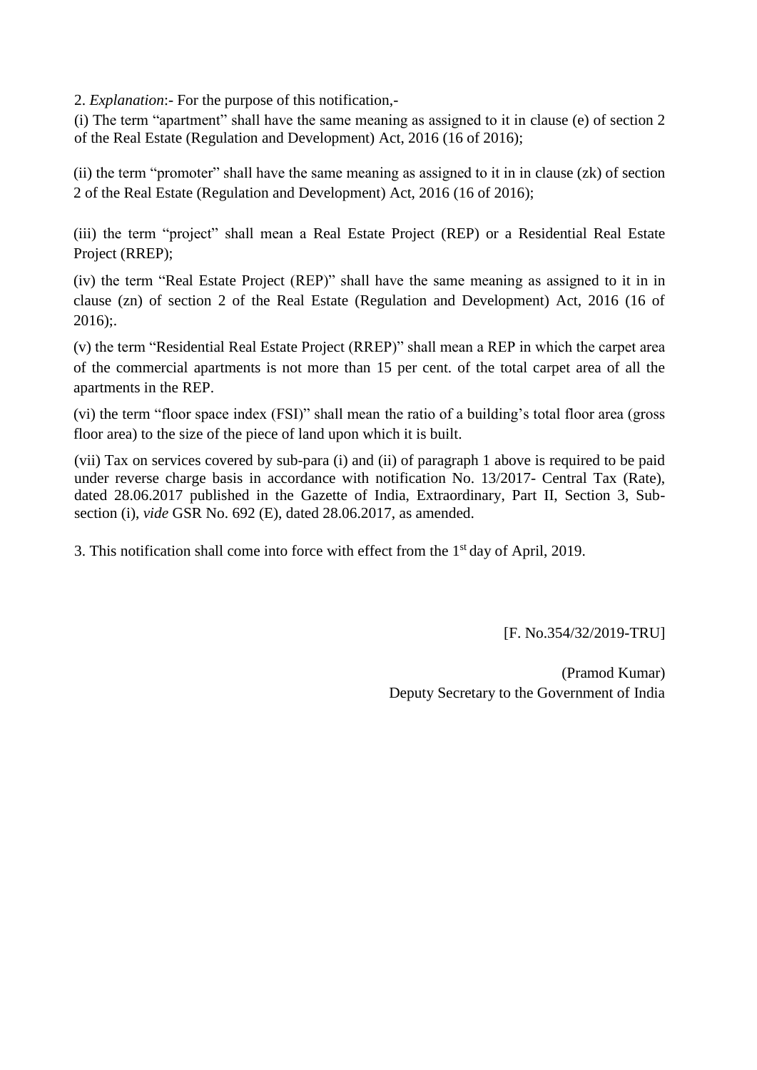2. *Explanation*:- For the purpose of this notification,-

(i) The term "apartment" shall have the same meaning as assigned to it in clause (e) of section 2 of the Real Estate (Regulation and Development) Act, 2016 (16 of 2016);

(ii) the term "promoter" shall have the same meaning as assigned to it in in clause (zk) of section 2 of the Real Estate (Regulation and Development) Act, 2016 (16 of 2016);

(iii) the term "project" shall mean a Real Estate Project (REP) or a Residential Real Estate Project (RREP);

(iv) the term "Real Estate Project (REP)" shall have the same meaning as assigned to it in in clause (zn) of section 2 of the Real Estate (Regulation and Development) Act, 2016 (16 of 2016);.

(v) the term "Residential Real Estate Project (RREP)" shall mean a REP in which the carpet area of the commercial apartments is not more than 15 per cent. of the total carpet area of all the apartments in the REP.

(vi) the term "floor space index (FSI)" shall mean the ratio of a building's total floor area (gross floor area) to the size of the piece of land upon which it is built.

(vii) Tax on services covered by sub-para (i) and (ii) of paragraph 1 above is required to be paid under reverse charge basis in accordance with notification No. 13/2017- Central Tax (Rate), dated 28.06.2017 published in the Gazette of India, Extraordinary, Part II, Section 3, Sub-section (i), *vide* GSR No. 692 (E), dated 28.06.2017, as amended.

3. This notification shall come into force with effect from the 1st day of April, 2019.

[F. No.354/32/2019-TRU]

(Pramod Kumar)
Deputy Secretary to the Government of India